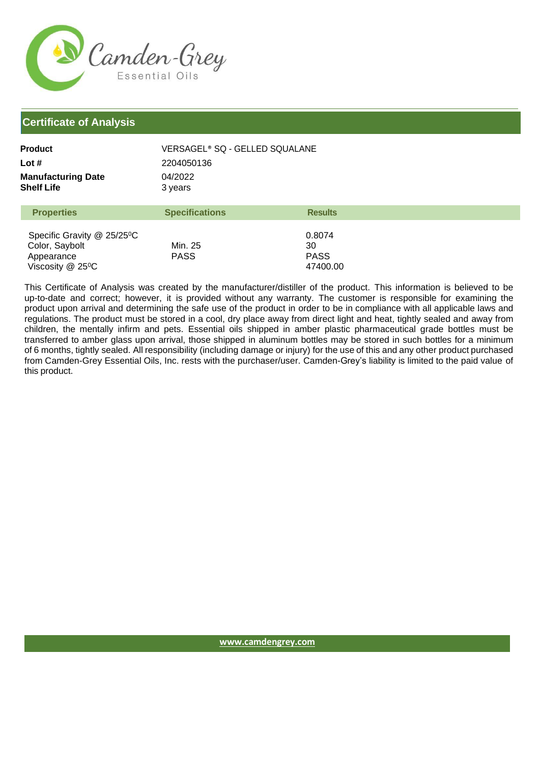Camden-Grey Essential Oils

## Certificate of Analysis

| | |
|---|---|
| **Product** | VERSAGEL® SQ - GELLED SQUALANE |
| **Lot #** | 2204050136 |
| **Manufacturing Date** | 04/2022 |
| **Shelf Life** | 3 years |

| Properties | Specifications | Results |
|---|---|---|
| Specific Gravity @ 25/25$^0$C | | 0.8074 |
| Color, Saybolt | Min. 25 | 30 |
| Appearance | PASS | PASS |
| Viscosity @ 25$^0$C | | 47400.00 |

This Certificate of Analysis was created by the manufacturer/distiller of the product. This information is believed to be up-to-date and correct; however, it is provided without any warranty. The customer is responsible for examining the product upon arrival and determining the safe use of the product in order to be in compliance with all applicable laws and regulations. The product must be stored in a cool, dry place away from direct light and heat, tightly sealed and away from children, the mentally infirm and pets. Essential oils shipped in amber plastic pharmaceutical grade bottles must be transferred to amber glass upon arrival, those shipped in aluminum bottles may be stored in such bottles for a minimum of 6 months, tightly sealed. All responsibility (including damage or injury) for the use of this and any other product purchased from Camden-Grey Essential Oils, Inc. rests with the purchaser/user. Camden-Grey's liability is limited to the paid value of this product.

www.camdengrey.com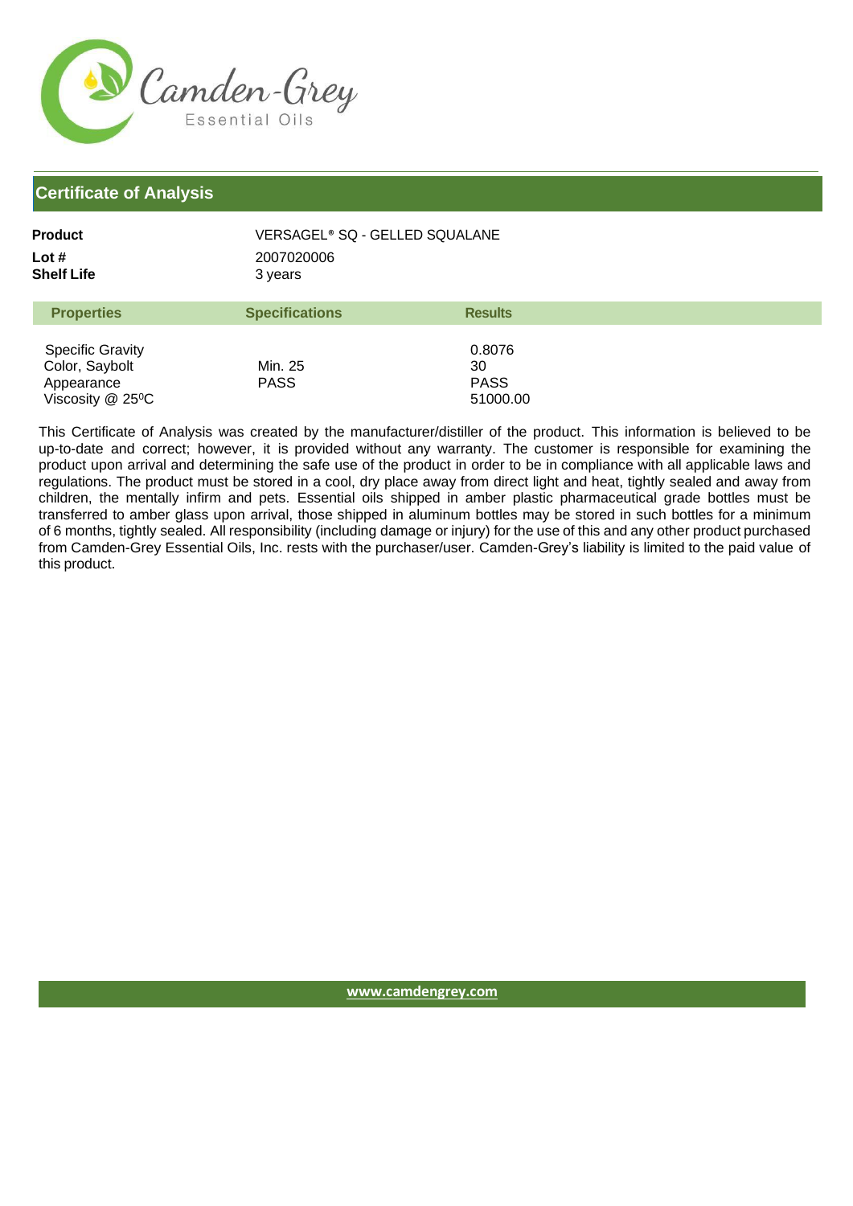Camden-Grey
Essential Oils

## Certificate of Analysis

**Product** VERSAGEL® SQ - GELLED SQUALANE

**Lot #** 2007020006

**Shelf Life** 3 years

| Properties | Specifications | Results |
|---|---|---|
| Specific Gravity | | 0.8076 |
| Color, Saybolt | Min. 25 | 30 |
| Appearance | PASS | PASS |
| Viscosity @ 25°C | | 51000.00 |

This Certificate of Analysis was created by the manufacturer/distiller of the product. This information is believed to be up-to-date and correct; however, it is provided without any warranty. The customer is responsible for examining the product upon arrival and determining the safe use of the product in order to be in compliance with all applicable laws and regulations. The product must be stored in a cool, dry place away from direct light and heat, tightly sealed and away from children, the mentally infirm and pets. Essential oils shipped in amber plastic pharmaceutical grade bottles must be transferred to amber glass upon arrival, those shipped in aluminum bottles may be stored in such bottles for a minimum of 6 months, tightly sealed. All responsibility (including damage or injury) for the use of this and any other product purchased from Camden-Grey Essential Oils, Inc. rests with the purchaser/user. Camden-Grey's liability is limited to the paid value of this product.

www.camdengrey.com